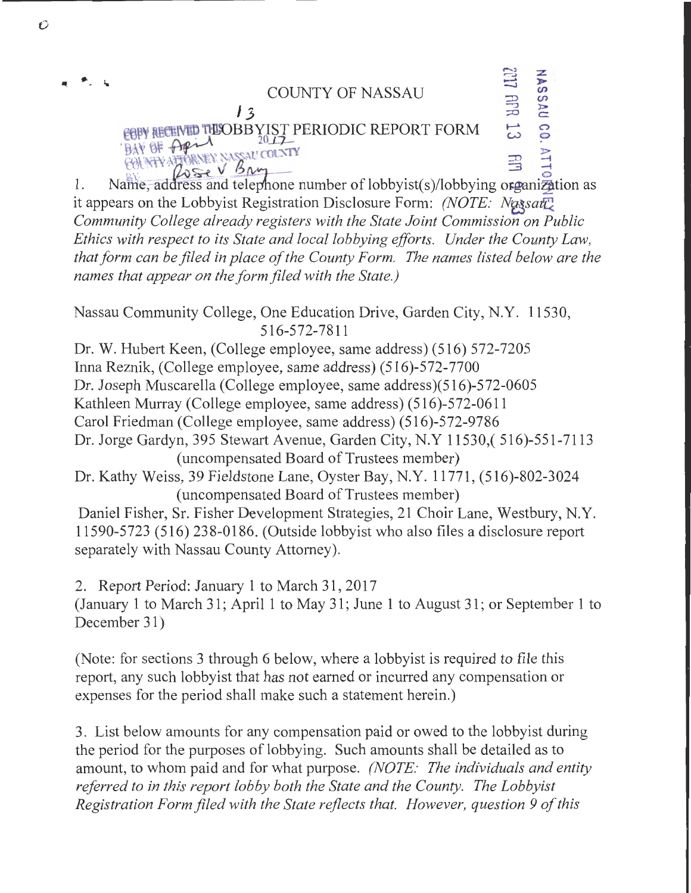# COUNTY OF NASSAU

## LOBBYIST PERIODIC REPORT FORM

1. Name, address and telephone number of lobbyist(s)/lobbying organization as it appears on the Lobbyist Registration Disclosure Form: *(NOTE: Nassau Community College already registers with the State Joint Commission on Public Ethics with respect to its State and local lobbying efforts. Under the County Law, that form can be filed in place of the County Form. The names listed below are the names that appear on the form filed with the State.)*

Nassau Community College, One Education Drive, Garden City, N.Y. 11530, 516-572-7811

Dr. W. Hubert Keen, (College employee, same address) (516) 572-7205

Inna Reznik, (College employee, same address) (516)-572-7700

Dr. Joseph Muscarella (College employee, same address)(516)-572-0605

Kathleen Murray (College employee, same address) (516)-572-0611

Carol Friedman (College employee, same address) (516)-572-9786

Dr. Jorge Gardyn, 395 Stewart Avenue, Garden City, N.Y 11530,( 516)-551-7113 (uncompensated Board of Trustees member)

Dr. Kathy Weiss, 39 Fieldstone Lane, Oyster Bay, N.Y. 11771, (516)-802-3024 (uncompensated Board of Trustees member)

Daniel Fisher, Sr. Fisher Development Strategies, 21 Choir Lane, Westbury, N.Y. 11590-5723 (516) 238-0186. (Outside lobbyist who also files a disclosure report separately with Nassau County Attorney).

2. Report Period: January 1 to March 31, 2017
(January 1 to March 31; April 1 to May 31; June 1 to August 31; or September 1 to December 31)

(Note: for sections 3 through 6 below, where a lobbyist is required to file this report, any such lobbyist that has not earned or incurred any compensation or expenses for the period shall make such a statement herein.)

3. List below amounts for any compensation paid or owed to the lobbyist during the period for the purposes of lobbying. Such amounts shall be detailed as to amount, to whom paid and for what purpose. *(NOTE: The individuals and entity referred to in this report lobby both the State and the County. The Lobbyist Registration Form filed with the State reflects that. However, question 9 of this*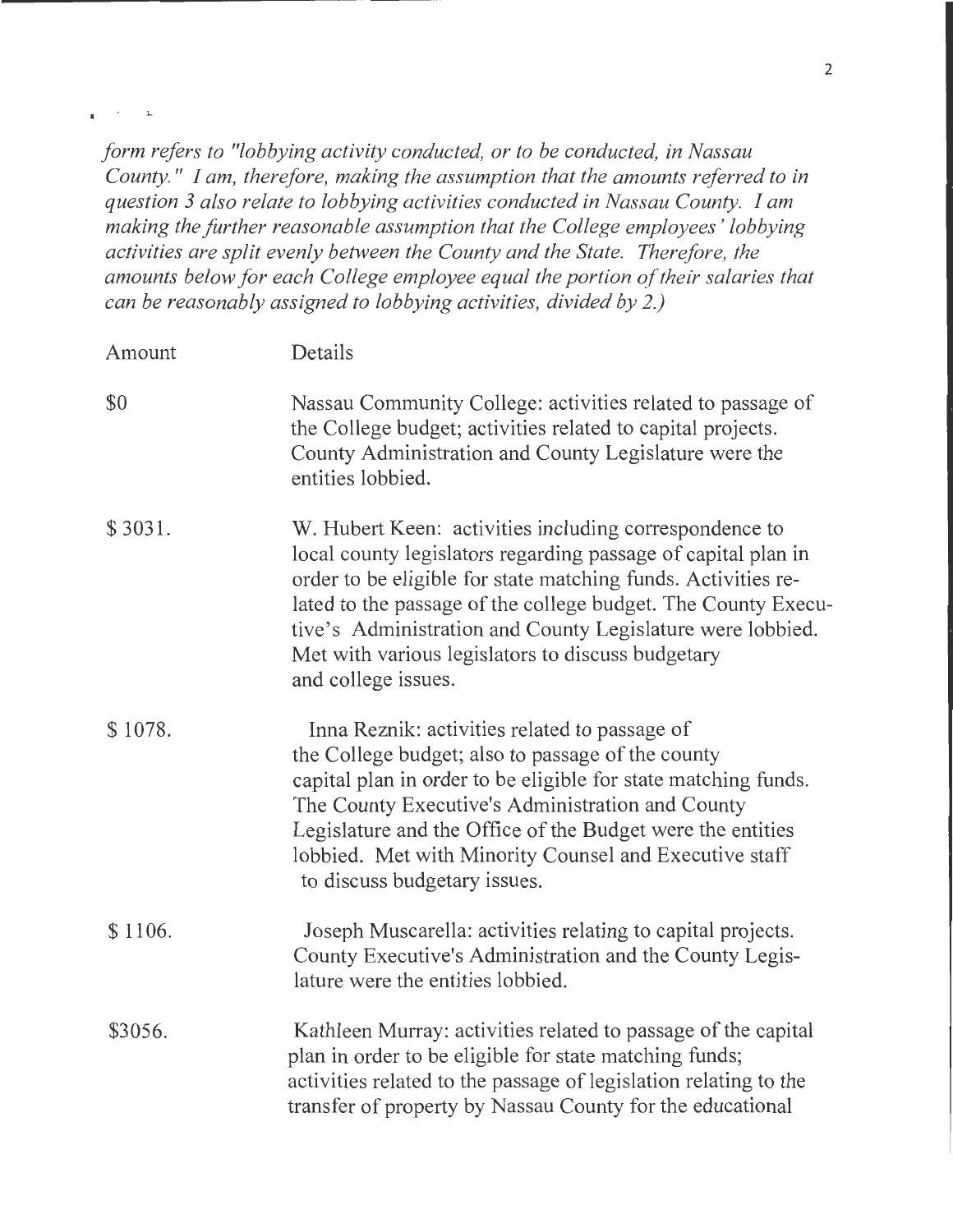*form refers to "lobbying activity conducted, or to be conducted, in Nassau County." I am, therefore, making the assumption that the amounts referred to in question 3 also relate to lobbying activities conducted in Nassau County. I am making the further reasonable assumption that the College employees' lobbying activities are split evenly between the County and the State. Therefore, the amounts below for each College employee equal the portion of their salaries that can be reasonably assigned to lobbying activities, divided by 2.)*

| Amount | Details |
|---|---|
| $0 | Nassau Community College: activities related to passage of the College budget; activities related to capital projects. County Administration and County Legislature were the entities lobbied. |
| $ 3031. | W. Hubert Keen: activities including correspondence to local county legislators regarding passage of capital plan in order to be eligible for state matching funds. Activities related to the passage of the college budget. The County Executive's Administration and County Legislature were lobbied. Met with various legislators to discuss budgetary and college issues. |
| $ 1078. | Inna Reznik: activities related to passage of the College budget; also to passage of the county capital plan in order to be eligible for state matching funds. The County Executive's Administration and County Legislature and the Office of the Budget were the entities lobbied. Met with Minority Counsel and Executive staff to discuss budgetary issues. |
| $ 1106. | Joseph Muscarella: activities relating to capital projects. County Executive's Administration and the County Legislature were the entities lobbied. |
| $3056. | Kathleen Murray: activities related to passage of the capital plan in order to be eligible for state matching funds; activities related to the passage of legislation relating to the transfer of property by Nassau County for the educational |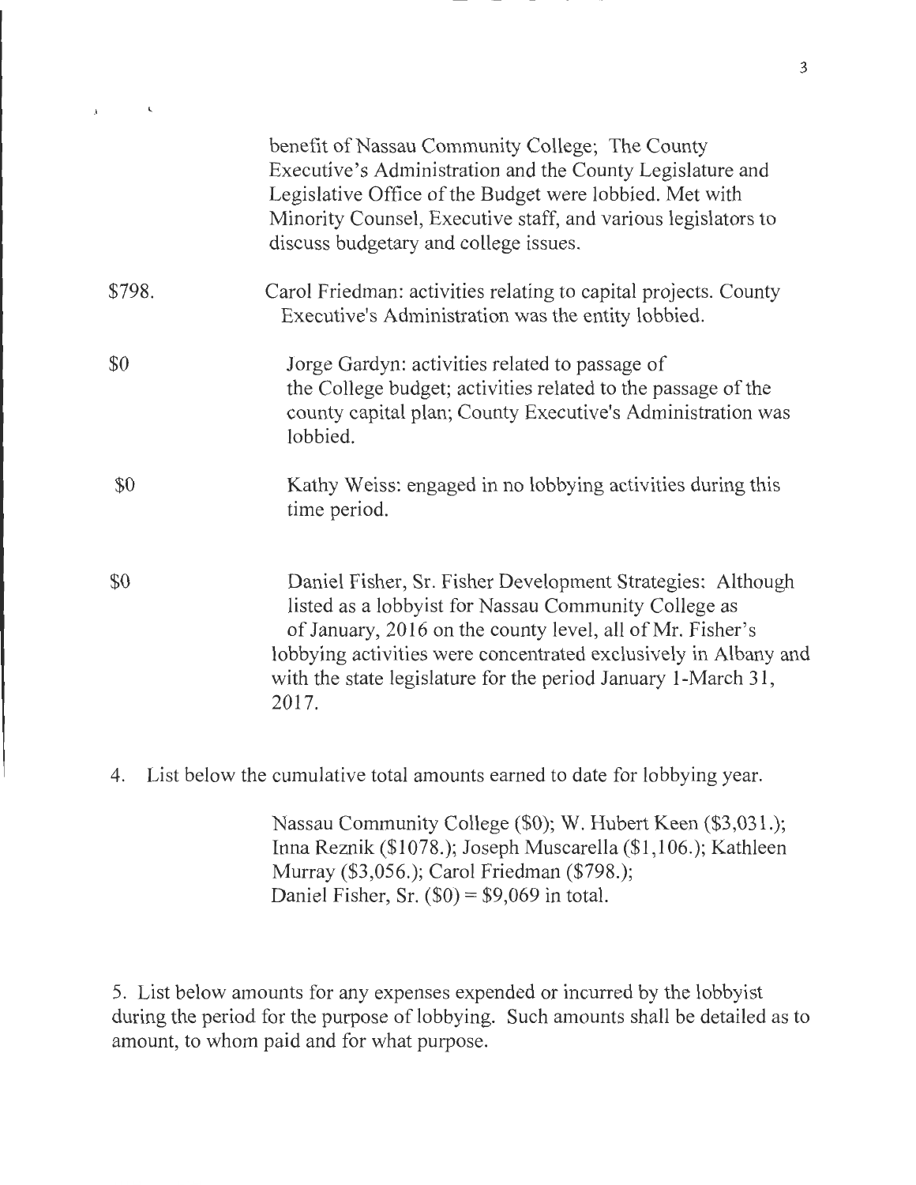| | |
|---|---|
| | benefit of Nassau Community College; The County Executive's Administration and the County Legislature and Legislative Office of the Budget were lobbied. Met with Minority Counsel, Executive staff, and various legislators to discuss budgetary and college issues. |
| $798. | Carol Friedman: activities relating to capital projects. County Executive's Administration was the entity lobbied. |
| $0 | Jorge Gardyn: activities related to passage of the College budget; activities related to the passage of the county capital plan; County Executive's Administration was lobbied. |
| $0 | Kathy Weiss: engaged in no lobbying activities during this time period. |
| $0 | Daniel Fisher, Sr. Fisher Development Strategies: Although listed as a lobbyist for Nassau Community College as of January, 2016 on the county level, all of Mr. Fisher's lobbying activities were concentrated exclusively in Albany and with the state legislature for the period January 1-March 31, 2017. |

4. List below the cumulative total amounts earned to date for lobbying year.

   Nassau Community College ($0); W. Hubert Keen ($3,031.); Inna Reznik ($1078.); Joseph Muscarella ($1,106.); Kathleen Murray ($3,056.); Carol Friedman ($798.); Daniel Fisher, Sr. ($0) = $9,069 in total.

5. List below amounts for any expenses expended or incurred by the lobbyist during the period for the purpose of lobbying. Such amounts shall be detailed as to amount, to whom paid and for what purpose.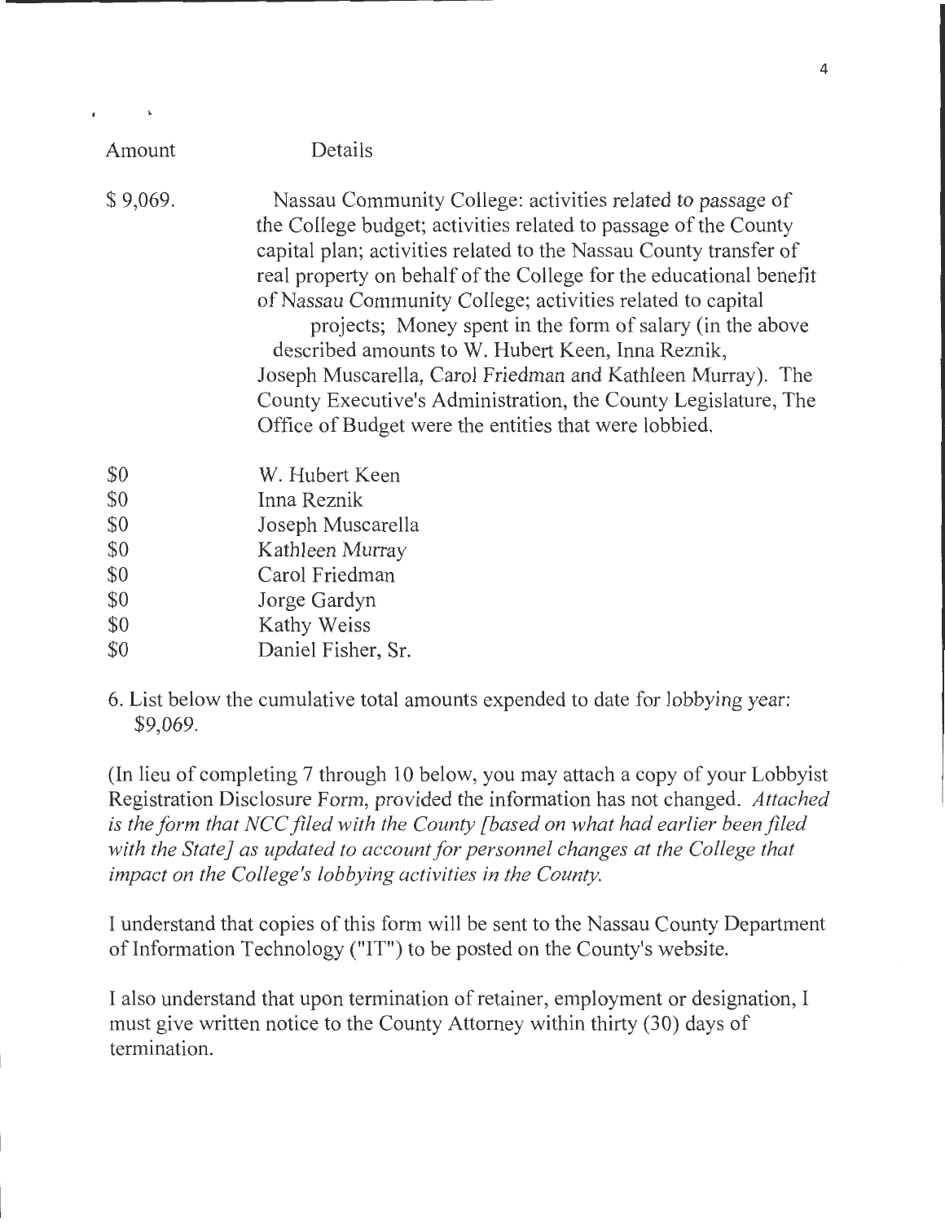| Amount | Details |
|---|---|
| $ 9,069. | Nassau Community College: activities related to passage of the College budget; activities related to passage of the County capital plan; activities related to the Nassau County transfer of real property on behalf of the College for the educational benefit of Nassau Community College; activities related to capital projects; Money spent in the form of salary (in the above described amounts to W. Hubert Keen, Inna Reznik, Joseph Muscarella, Carol Friedman and Kathleen Murray). The County Executive's Administration, the County Legislature, The Office of Budget were the entities that were lobbied. |
| $0 | W. Hubert Keen |
| $0 | Inna Reznik |
| $0 | Joseph Muscarella |
| $0 | Kathleen Murray |
| $0 | Carol Friedman |
| $0 | Jorge Gardyn |
| $0 | Kathy Weiss |
| $0 | Daniel Fisher, Sr. |

6. List below the cumulative total amounts expended to date for lobbying year: $9,069.

(In lieu of completing 7 through 10 below, you may attach a copy of your Lobbyist Registration Disclosure Form, provided the information has not changed. *Attached is the form that NCC filed with the County [based on what had earlier been filed with the State] as updated to account for personnel changes at the College that impact on the College's lobbying activities in the County.*

I understand that copies of this form will be sent to the Nassau County Department of Information Technology ("IT") to be posted on the County's website.

I also understand that upon termination of retainer, employment or designation, I must give written notice to the County Attorney within thirty (30) days of termination.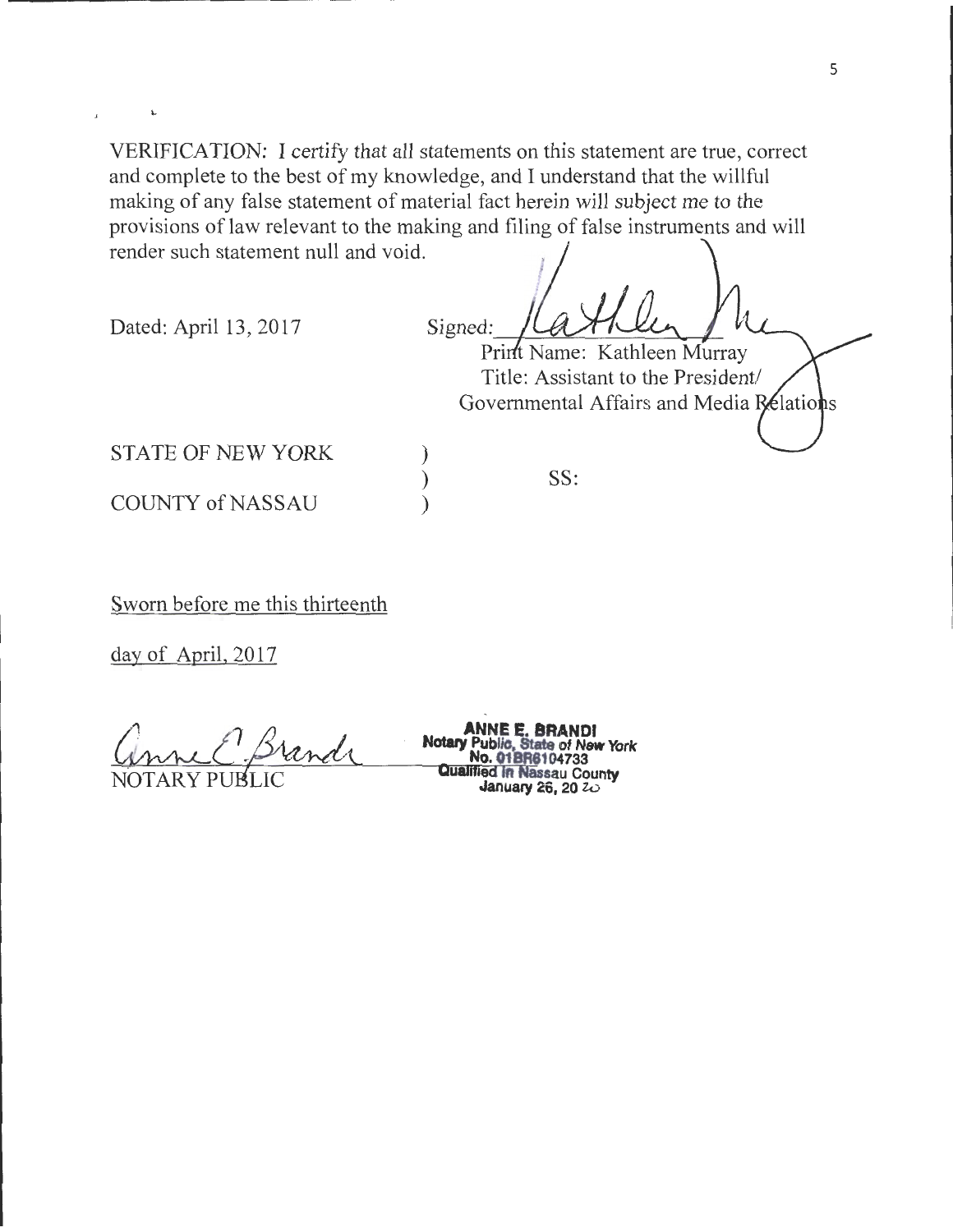VERIFICATION: I certify that all statements on this statement are true, correct and complete to the best of my knowledge, and I understand that the willful making of any false statement of material fact herein will subject me to the provisions of law relevant to the making and filing of false instruments and will render such statement null and void.

Dated: April 13, 2017

Signed: ____________________

Print Name: Kathleen Murray
Title: Assistant to the President/
Governmental Affairs and Media Relations

STATE OF NEW YORK )
) SS:
COUNTY of NASSAU )

Sworn before me this thirteenth

day of April, 2017

____________________
NOTARY PUBLIC

ANNE E. BRANDI
Notary Public, State of New York
No. 01BR6104733
Qualified in Nassau County
January 26, 20 20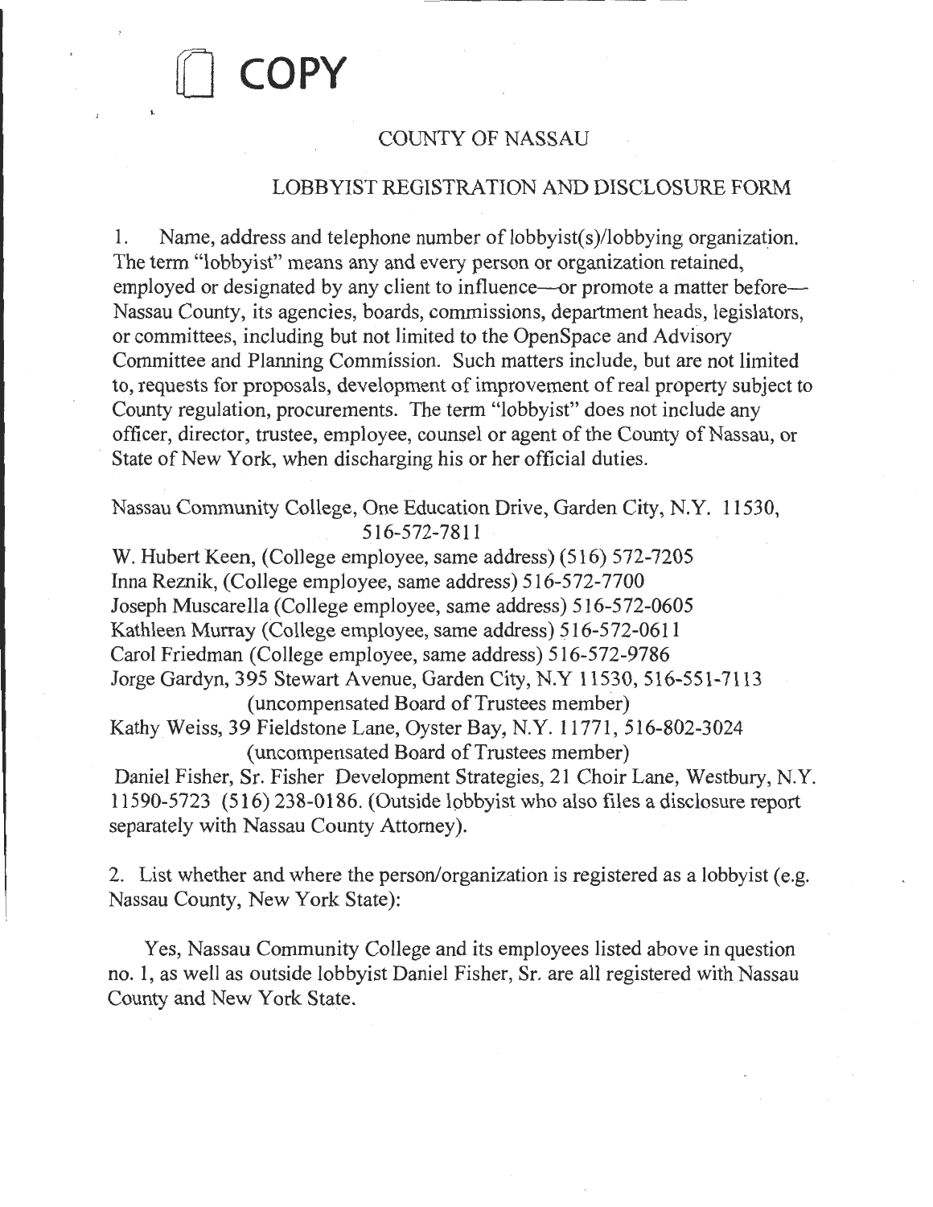COPY

# COUNTY OF NASSAU

## LOBBYIST REGISTRATION AND DISCLOSURE FORM

1. Name, address and telephone number of lobbyist(s)/lobbying organization. The term "lobbyist" means any and every person or organization retained, employed or designated by any client to influence—or promote a matter before—Nassau County, its agencies, boards, commissions, department heads, legislators, or committees, including but not limited to the OpenSpace and Advisory Committee and Planning Commission. Such matters include, but are not limited to, requests for proposals, development of improvement of real property subject to County regulation, procurements. The term "lobbyist" does not include any officer, director, trustee, employee, counsel or agent of the County of Nassau, or State of New York, when discharging his or her official duties.

Nassau Community College, One Education Drive, Garden City, N.Y. 11530, 516-572-7811

W. Hubert Keen, (College employee, same address) (516) 572-7205
Inna Reznik, (College employee, same address) 516-572-7700
Joseph Muscarella (College employee, same address) 516-572-0605
Kathleen Murray (College employee, same address) 516-572-0611
Carol Friedman (College employee, same address) 516-572-9786
Jorge Gardyn, 395 Stewart Avenue, Garden City, N.Y 11530, 516-551-7113 (uncompensated Board of Trustees member)
Kathy Weiss, 39 Fieldstone Lane, Oyster Bay, N.Y. 11771, 516-802-3024 (uncompensated Board of Trustees member)
Daniel Fisher, Sr. Fisher Development Strategies, 21 Choir Lane, Westbury, N.Y. 11590-5723 (516) 238-0186. (Outside lobbyist who also files a disclosure report separately with Nassau County Attorney).

2. List whether and where the person/organization is registered as a lobbyist (e.g. Nassau County, New York State):

Yes, Nassau Community College and its employees listed above in question no. 1, as well as outside lobbyist Daniel Fisher, Sr. are all registered with Nassau County and New York State.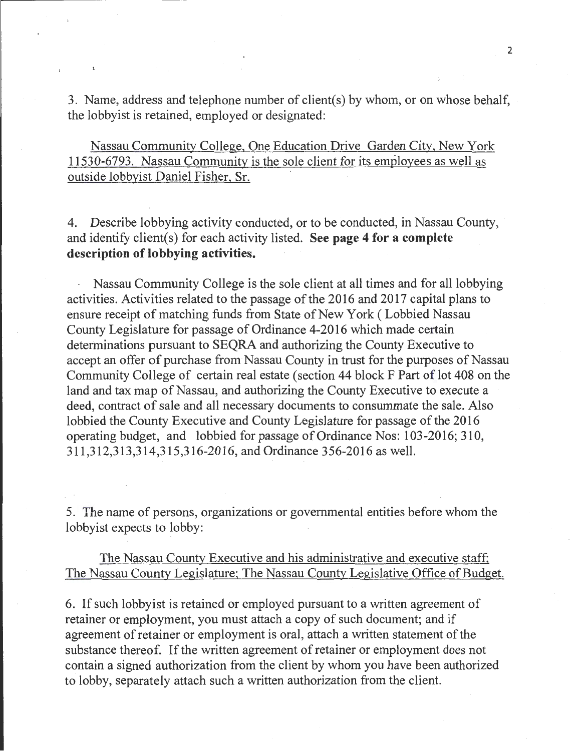3. Name, address and telephone number of client(s) by whom, or on whose behalf, the lobbyist is retained, employed or designated:

Nassau Community College, One Education Drive Garden City, New York 11530-6793. Nassau Community is the sole client for its employees as well as outside lobbyist Daniel Fisher, Sr.

4. Describe lobbying activity conducted, or to be conducted, in Nassau County, and identify client(s) for each activity listed. **See page 4 for a complete description of lobbying activities.**

Nassau Community College is the sole client at all times and for all lobbying activities. Activities related to the passage of the 2016 and 2017 capital plans to ensure receipt of matching funds from State of New York ( Lobbied Nassau County Legislature for passage of Ordinance 4-2016 which made certain determinations pursuant to SEQRA and authorizing the County Executive to accept an offer of purchase from Nassau County in trust for the purposes of Nassau Community College of certain real estate (section 44 block F Part of lot 408 on the land and tax map of Nassau, and authorizing the County Executive to execute a deed, contract of sale and all necessary documents to consummate the sale. Also lobbied the County Executive and County Legislature for passage of the 2016 operating budget, and lobbied for passage of Ordinance Nos: 103-2016; 310, 311,312,313,314,315,316-2016, and Ordinance 356-2016 as well.

5. The name of persons, organizations or governmental entities before whom the lobbyist expects to lobby:

The Nassau County Executive and his administrative and executive staff; The Nassau County Legislature; The Nassau County Legislative Office of Budget.

6. If such lobbyist is retained or employed pursuant to a written agreement of retainer or employment, you must attach a copy of such document; and if agreement of retainer or employment is oral, attach a written statement of the substance thereof. If the written agreement of retainer or employment does not contain a signed authorization from the client by whom you have been authorized to lobby, separately attach such a written authorization from the client.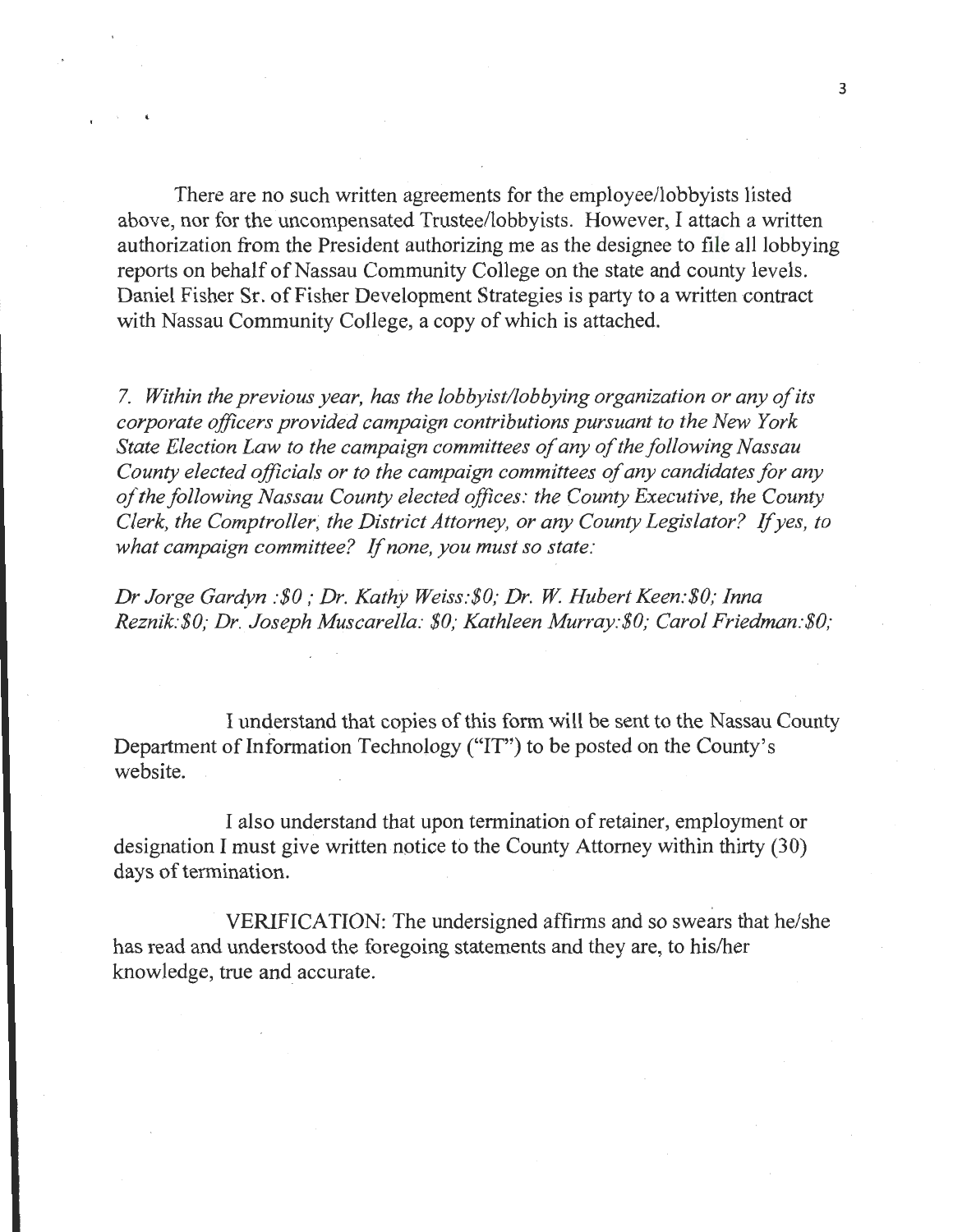There are no such written agreements for the employee/lobbyists listed above, nor for the uncompensated Trustee/lobbyists. However, I attach a written authorization from the President authorizing me as the designee to file all lobbying reports on behalf of Nassau Community College on the state and county levels. Daniel Fisher Sr. of Fisher Development Strategies is party to a written contract with Nassau Community College, a copy of which is attached.

*7. Within the previous year, has the lobbyist/lobbying organization or any of its corporate officers provided campaign contributions pursuant to the New York State Election Law to the campaign committees of any of the following Nassau County elected officials or to the campaign committees of any candidates for any of the following Nassau County elected offices: the County Executive, the County Clerk, the Comptroller, the District Attorney, or any County Legislator? If yes, to what campaign committee? If none, you must so state:*

*Dr Jorge Gardyn :$0 ; Dr. Kathy Weiss:$0; Dr. W. Hubert Keen:$0; Inna Reznik:$0; Dr. Joseph Muscarella: $0; Kathleen Murray:$0; Carol Friedman:$0;*

I understand that copies of this form will be sent to the Nassau County Department of Information Technology ("IT") to be posted on the County's website.

I also understand that upon termination of retainer, employment or designation I must give written notice to the County Attorney within thirty (30) days of termination.

VERIFICATION: The undersigned affirms and so swears that he/she has read and understood the foregoing statements and they are, to his/her knowledge, true and accurate.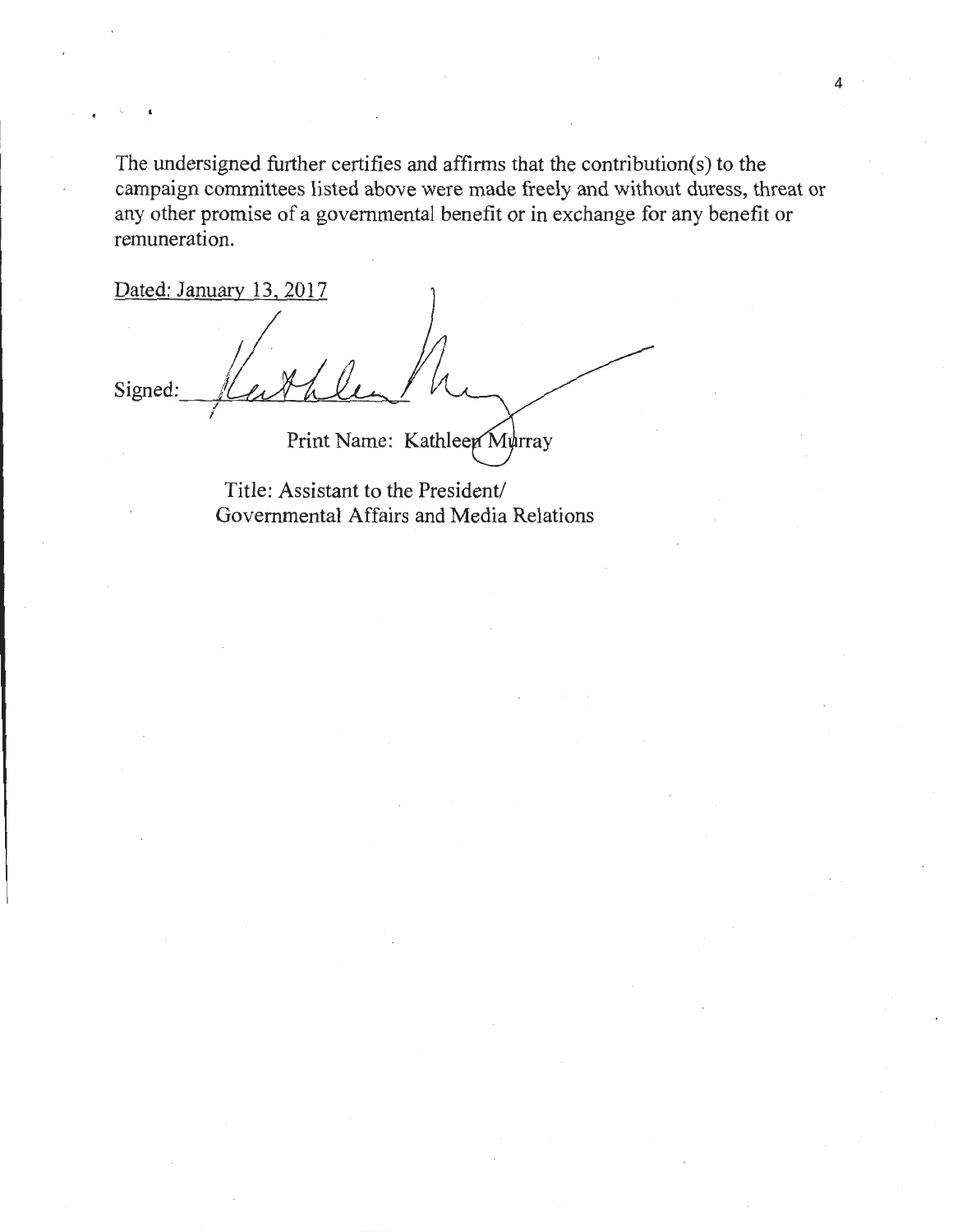The undersigned further certifies and affirms that the contribution(s) to the campaign committees listed above were made freely and without duress, threat or any other promise of a governmental benefit or in exchange for any benefit or remuneration.

Dated: January 13, 2017

Signed: ____________________

Print Name: Kathleen Murray

Title: Assistant to the President/
Governmental Affairs and Media Relations